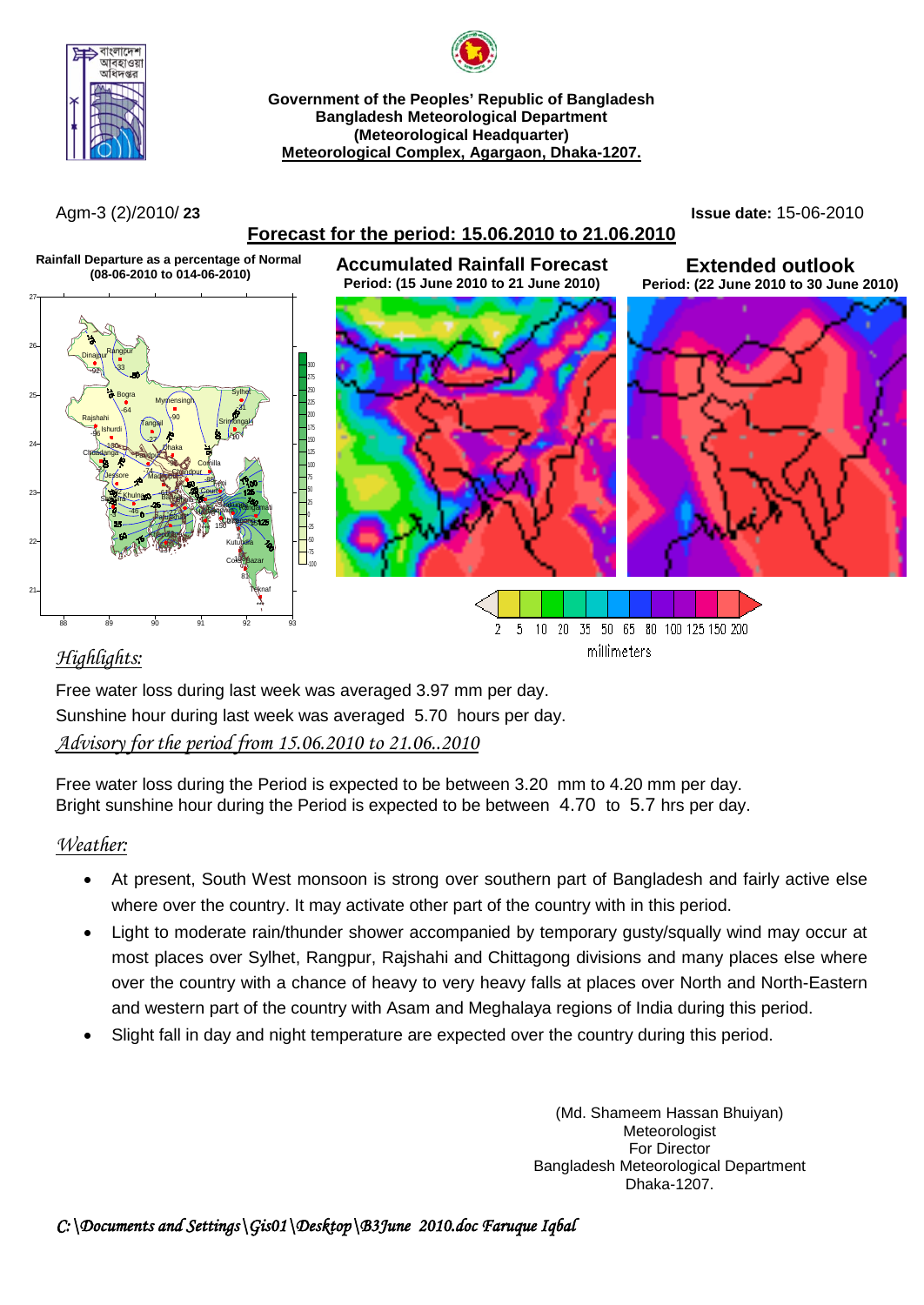Government of the Peoples' Republic of Bangladesh
Bangladesh Meteorological Department
(Meteorological Headquarter)
Meteorological Complex, Agargaon, Dhaka-1207.

Agm-3 (2)/2010/ **23** **Issue date:** 15-06-2010

## Forecast for the period: 15.06.2010 to 21.06.2010

**Rainfall Departure as a percentage of Normal (08-06-2010 to 014-06-2010)**

**Accumulated Rainfall Forecast**
**Period: (15 June 2010 to 21 June 2010)**

**Extended outlook**
**Period: (22 June 2010 to 30 June 2010)**

2 5 10 20 35 50 65 80 100 125 150 200
millimeters

### *Highlights:*

Free water loss during last week was averaged 3.97 mm per day.
Sunshine hour during last week was averaged 5.70 hours per day.

*Advisory for the period from 15.06.2010 to 21.06..2010*

Free water loss during the Period is expected to be between 3.20 mm to 4.20 mm per day.
Bright sunshine hour during the Period is expected to be between 4.70 to 5.7 hrs per day.

### *Weather:*

- At present, South West monsoon is strong over southern part of Bangladesh and fairly active else where over the country. It may activate other part of the country with in this period.
- Light to moderate rain/thunder shower accompanied by temporary gusty/squally wind may occur at most places over Sylhet, Rangpur, Rajshahi and Chittagong divisions and many places else where over the country with a chance of heavy to very heavy falls at places over North and North-Eastern and western part of the country with Asam and Meghalaya regions of India during this period.
- Slight fall in day and night temperature are expected over the country during this period.

(Md. Shameem Hassan Bhuiyan)
Meteorologist
For Director
Bangladesh Meteorological Department
Dhaka-1207.

*C:\Documents and Settings\Gis01\Desktop\B3June 2010.doc Faruque Iqbal*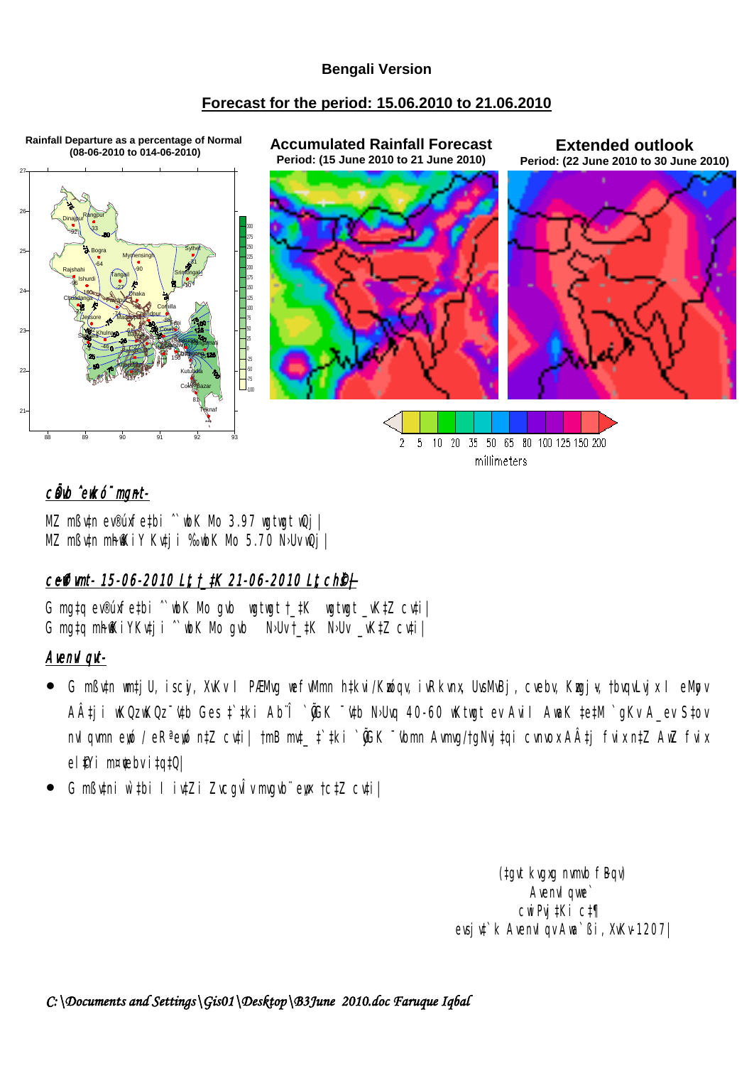**Bengali Version**

## Forecast for the period: 15.06.2010 to 21.06.2010

**Rainfall Departure as a percentage of Normal (08-06-2010 to 014-06-2010)**

**Accumulated Rainfall Forecast**
**Period: (15 June 2010 to 21 June 2010)**

**Extended outlook**
**Period: (22 June 2010 to 30 June 2010)**

2 5 10 20 35 50 65 80 100 125 150 200

millimeters

### cÕe© ˆewkó¨ mgnt-

MZ mßv‡n ev®úxf e‡bi ˆ`wbK Mo 3.97 wgtwgt wQj|
MZ mßv‡n mh©KiY Kv‡ji ‰`wbK Mo 5.70 N›Uv wQj|

### c~e©vfvt- 15-06-2010 Lªxt †_‡K 21-06-2010 Lªxt ch©š—

G mgq ev®úxf e‡bi ˆ`wbK Mo gvb wgtwgt †_‡K wgtwgt _vK‡Z cv‡i|
G mgq mh©KiYKv‡ji ˆ`wbK Mo gvb N›Uv †_‡K N›Uv _vK‡Z cv‡i|

### Avenvl qvt-

- G mßv‡n wm‡jU, iscyi, XvKv I PÆMÖvg wefv‡Mi h‡_ó ¯'v‡b Ges ivRkvnx, Lyjbv, ewikvj wefv‡Mi wKQz wKQz ¯'v‡b gvSvix ai‡bi e„wó/eRªe„wó n‡Z cv‡i| G mgq †`‡ki †Kv_vI †Kv_vI f~wg a‡mi m¤¢vebv i‡q‡Q|
- G mßv‡ni w`‡bi I iv‡Zi ZvcgvÎv mvgvb¨ e„w× †c‡Z cv‡i|

(‡gvt kvgxg nvmvb fBqv)
Avenvl qve`
cwiPvj‡Ki c‡¶
evsjv‡`k Avenvl qv Awa`ßi, XvKv-1207|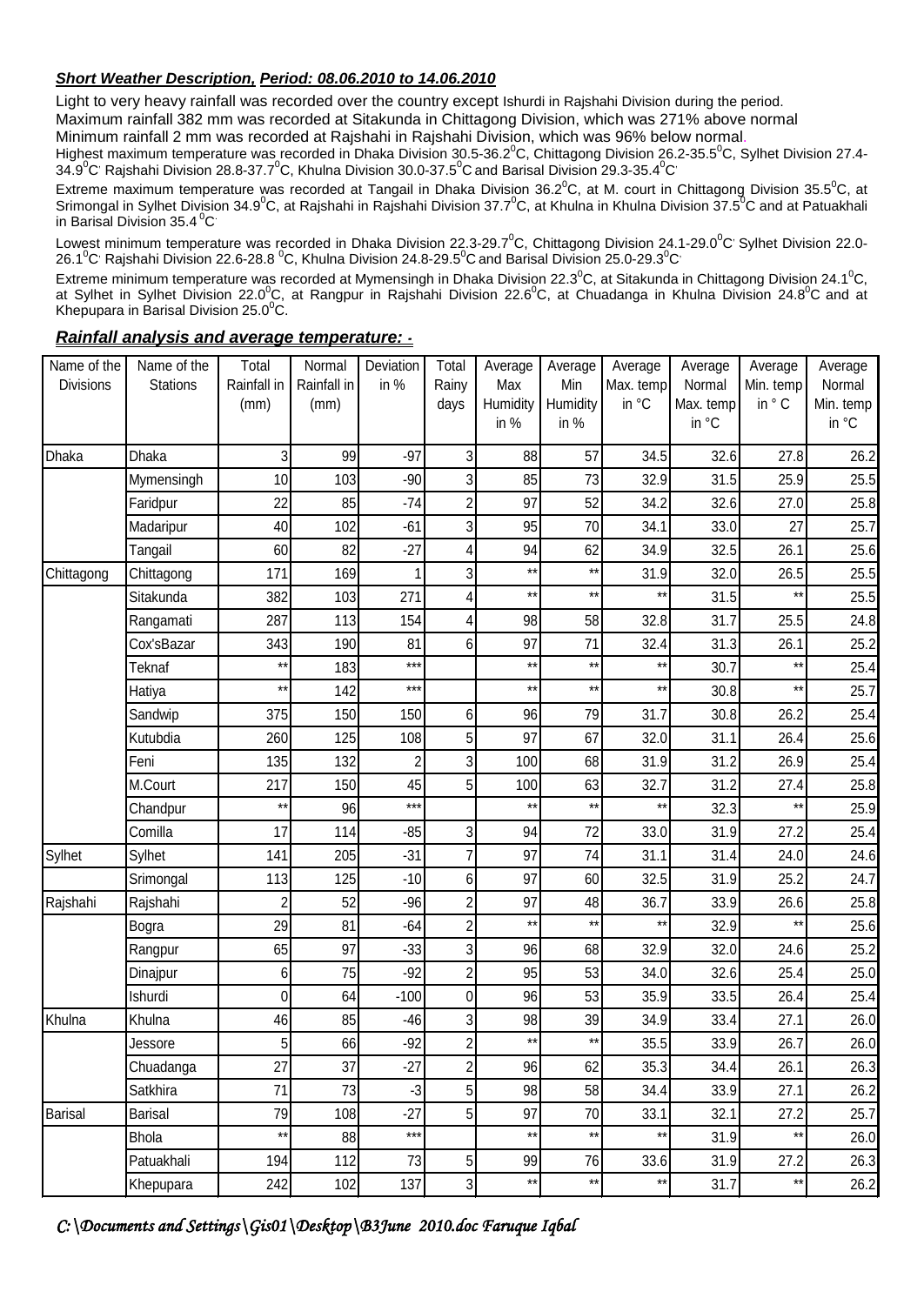***Short Weather Description, Period: 08.06.2010 to 14.06.2010***

Light to very heavy rainfall was recorded over the country except Ishurdi in Rajshahi Division during the period.
Maximum rainfall 382 mm was recorded at Sitakunda in Chittagong Division, which was 271% above normal
Minimum rainfall 2 mm was recorded at Rajshahi in Rajshahi Division, which was 96% below normal.
Highest maximum temperature was recorded in Dhaka Division 30.5-36.2$^0$C, Chittagong Division 26.2-35.5$^0$C, Sylhet Division 27.4-34.9$^0$C, Rajshahi Division 28.8-37.7$^0$C, Khulna Division 30.0-37.5$^0$C and Barisal Division 29.3-35.4$^0$C.

Extreme maximum temperature was recorded at Tangail in Dhaka Division 36.2$^0$C, at M. court in Chittagong Division 35.5$^0$C, at Srimongal in Sylhet Division 34.9$^0$C, at Rajshahi in Rajshahi Division 37.7$^0$C, at Khulna in Khulna Division 37.5$^0$C and at Patuakhali in Barisal Division 35.4$^0$C.

Lowest minimum temperature was recorded in Dhaka Division 22.3-29.7$^0$C, Chittagong Division 24.1-29.0$^0$C, Sylhet Division 22.0-26.1$^0$C, Rajshahi Division 22.6-28.8$^0$C, Khulna Division 24.8-29.5$^0$C and Barisal Division 25.0-29.3$^0$C.

Extreme minimum temperature was recorded at Mymensingh in Dhaka Division 22.3$^0$C, at Sitakunda in Chittagong Division 24.1$^0$C, at Sylhet in Sylhet Division 22.0$^0$C, at Rangpur in Rajshahi Division 22.6$^0$C, at Chuadanga in Khulna Division 24.8$^0$C and at Khepupara in Barisal Division 25.0$^0$C.

***Rainfall analysis and average temperature: -***

| Name of the Divisions | Name of the Stations | Total Rainfall in (mm) | Normal Rainfall in (mm) | Deviation in % | Total Rainy days | Average Max Humidity in % | Average Min Humidity in % | Average Max. temp in °C | Average Normal Max. temp in °C | Average Min. temp in ° C | Average Normal Min. temp in °C |
|---|---|---|---|---|---|---|---|---|---|---|---|
| Dhaka | Dhaka | 3 | 99 | -97 | 3 | 88 | 57 | 34.5 | 32.6 | 27.8 | 26.2 |
| | Mymensingh | 10 | 103 | -90 | 3 | 85 | 73 | 32.9 | 31.5 | 25.9 | 25.5 |
| | Faridpur | 22 | 85 | -74 | 2 | 97 | 52 | 34.2 | 32.6 | 27.0 | 25.8 |
| | Madaripur | 40 | 102 | -61 | 3 | 95 | 70 | 34.1 | 33.0 | 27 | 25.7 |
| | Tangail | 60 | 82 | -27 | 4 | 94 | 62 | 34.9 | 32.5 | 26.1 | 25.6 |
| Chittagong | Chittagong | 171 | 169 | 1 | 3 | ** | ** | 31.9 | 32.0 | 26.5 | 25.5 |
| | Sitakunda | 382 | 103 | 271 | 4 | ** | ** | ** | 31.5 | ** | 25.5 |
| | Rangamati | 287 | 113 | 154 | 4 | 98 | 58 | 32.8 | 31.7 | 25.5 | 24.8 |
| | Cox'sBazar | 343 | 190 | 81 | 6 | 97 | 71 | 32.4 | 31.3 | 26.1 | 25.2 |
| | Teknaf | ** | 183 | *** | | ** | ** | ** | 30.7 | ** | 25.4 |
| | Hatiya | ** | 142 | *** | | ** | ** | ** | 30.8 | ** | 25.7 |
| | Sandwip | 375 | 150 | 150 | 6 | 96 | 79 | 31.7 | 30.8 | 26.2 | 25.4 |
| | Kutubdia | 260 | 125 | 108 | 5 | 97 | 67 | 32.0 | 31.1 | 26.4 | 25.6 |
| | Feni | 135 | 132 | 2 | 3 | 100 | 68 | 31.9 | 31.2 | 26.9 | 25.4 |
| | M.Court | 217 | 150 | 45 | 5 | 100 | 63 | 32.7 | 31.2 | 27.4 | 25.8 |
| | Chandpur | ** | 96 | *** | | ** | ** | ** | 32.3 | ** | 25.9 |
| | Comilla | 17 | 114 | -85 | 3 | 94 | 72 | 33.0 | 31.9 | 27.2 | 25.4 |
| Sylhet | Sylhet | 141 | 205 | -31 | 7 | 97 | 74 | 31.1 | 31.4 | 24.0 | 24.6 |
| | Srimongal | 113 | 125 | -10 | 6 | 97 | 60 | 32.5 | 31.9 | 25.2 | 24.7 |
| Rajshahi | Rajshahi | 2 | 52 | -96 | 2 | 97 | 48 | 36.7 | 33.9 | 26.6 | 25.8 |
| | Bogra | 29 | 81 | -64 | 2 | ** | ** | ** | 32.9 | ** | 25.6 |
| | Rangpur | 65 | 97 | -33 | 3 | 96 | 68 | 32.9 | 32.0 | 24.6 | 25.2 |
| | Dinajpur | 6 | 75 | -92 | 2 | 95 | 53 | 34.0 | 32.6 | 25.4 | 25.0 |
| | Ishurdi | 0 | 64 | -100 | 0 | 96 | 53 | 35.9 | 33.5 | 26.4 | 25.4 |
| Khulna | Khulna | 46 | 85 | -46 | 3 | 98 | 39 | 34.9 | 33.4 | 27.1 | 26.0 |
| | Jessore | 5 | 66 | -92 | 2 | ** | ** | 35.5 | 33.9 | 26.7 | 26.0 |
| | Chuadanga | 27 | 37 | -27 | 2 | 96 | 62 | 35.3 | 34.4 | 26.1 | 26.3 |
| | Satkhira | 71 | 73 | -3 | 5 | 98 | 58 | 34.4 | 33.9 | 27.1 | 26.2 |
| Barisal | Barisal | 79 | 108 | -27 | 5 | 97 | 70 | 33.1 | 32.1 | 27.2 | 25.7 |
| | Bhola | ** | 88 | *** | | ** | ** | ** | 31.9 | ** | 26.0 |
| | Patuakhali | 194 | 112 | 73 | 5 | 99 | 76 | 33.6 | 31.9 | 27.2 | 26.3 |
| | Khepupara | 242 | 102 | 137 | 3 | ** | ** | ** | 31.7 | ** | 26.2 |

*C:\Documents and Settings\Gis01\Desktop\B3June 2010.doc Faruque Iqbal*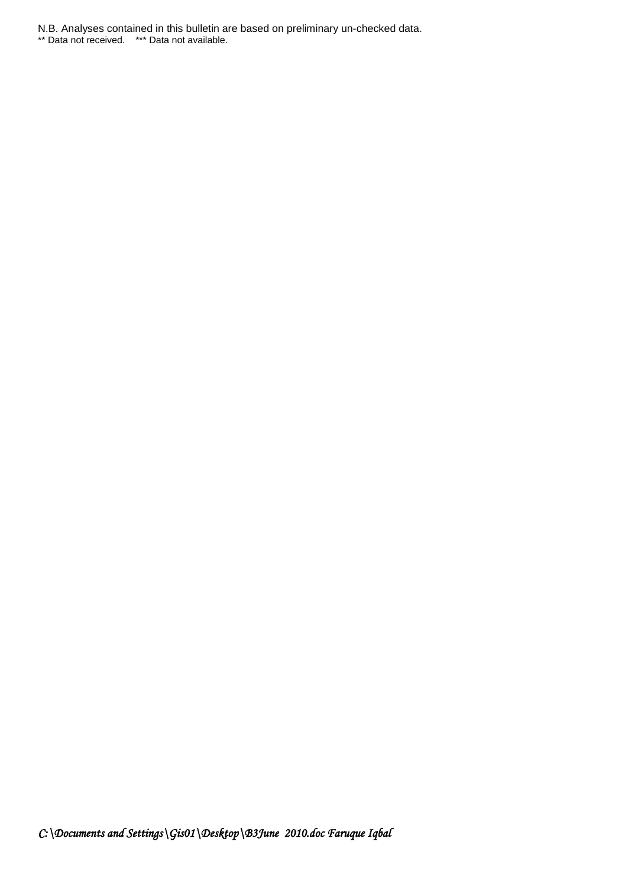N.B. Analyses contained in this bulletin are based on preliminary un-checked data.
** Data not received. *** Data not available.

*C:\Documents and Settings\Gis01\Desktop\B3June 2010.doc Faruque Iqbal*